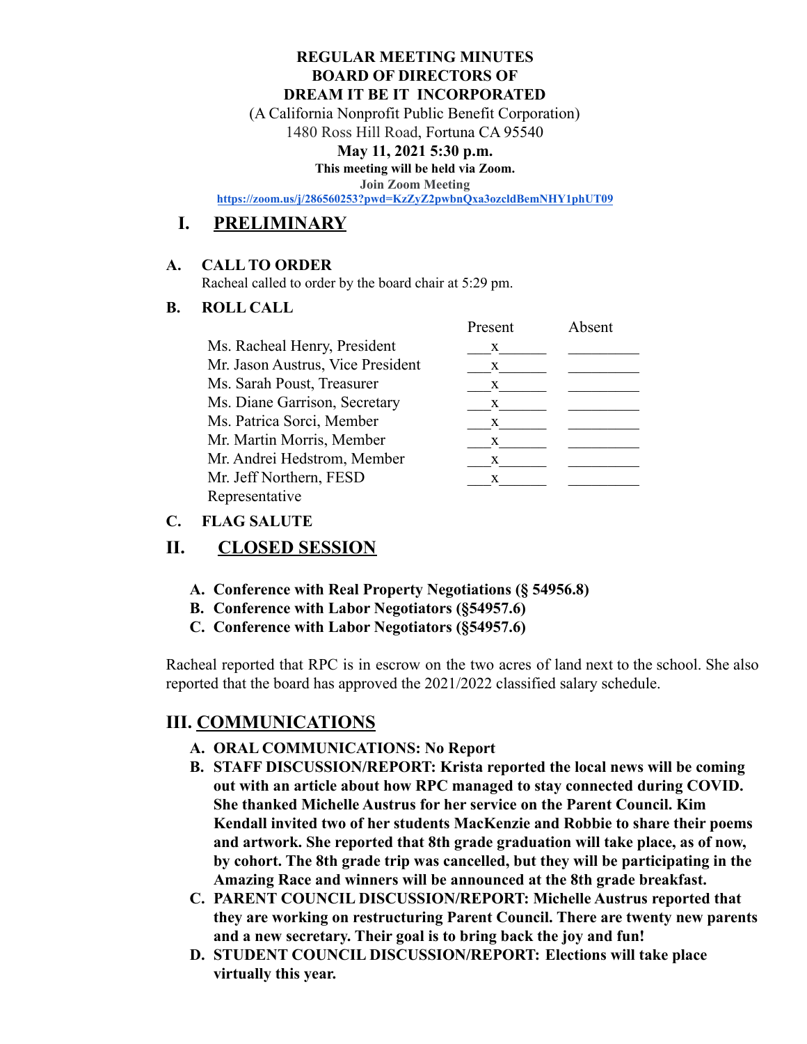**REGULAR MEETING MINUTES**
**BOARD OF DIRECTORS OF**
**DREAM IT BE IT INCORPORATED**

(A California Nonprofit Public Benefit Corporation)
1480 Ross Hill Road, Fortuna CA 95540

**May 11, 2021 5:30 p.m.**

**This meeting will be held via Zoom.**

**Join Zoom Meeting**

**https://zoom.us/j/286560253?pwd=KzZyZ2pwbnQxa3ozcldBemNHY1phUT09**

# I. PRELIMINARY

### A. CALL TO ORDER

Racheal called to order by the board chair at 5:29 pm.

### B. ROLL CALL

| | Present | Absent |
|---|---|---|
| Ms. Racheal Henry, President | x | |
| Mr. Jason Austrus, Vice President | x | |
| Ms. Sarah Poust, Treasurer | x | |
| Ms. Diane Garrison, Secretary | x | |
| Ms. Patrica Sorci, Member | x | |
| Mr. Martin Morris, Member | x | |
| Mr. Andrei Hedstrom, Member | x | |
| Mr. Jeff Northern, FESD Representative | x | |

### C. FLAG SALUTE

# II. CLOSED SESSION

A. **Conference with Real Property Negotiations (§ 54956.8)**
B. **Conference with Labor Negotiators (§54957.6)**
C. **Conference with Labor Negotiators (§54957.6)**

Racheal reported that RPC is in escrow on the two acres of land next to the school. She also reported that the board has approved the 2021/2022 classified salary schedule.

# III. COMMUNICATIONS

A. **ORAL COMMUNICATIONS: No Report**
B. **STAFF DISCUSSION/REPORT: Krista reported the local news will be coming out with an article about how RPC managed to stay connected during COVID. She thanked Michelle Austrus for her service on the Parent Council. Kim Kendall invited two of her students MacKenzie and Robbie to share their poems and artwork. She reported that 8th grade graduation will take place, as of now, by cohort. The 8th grade trip was cancelled, but they will be participating in the Amazing Race and winners will be announced at the 8th grade breakfast.**
C. **PARENT COUNCIL DISCUSSION/REPORT: Michelle Austrus reported that they are working on restructuring Parent Council. There are twenty new parents and a new secretary. Their goal is to bring back the joy and fun!**
D. **STUDENT COUNCIL DISCUSSION/REPORT: Elections will take place virtually this year.**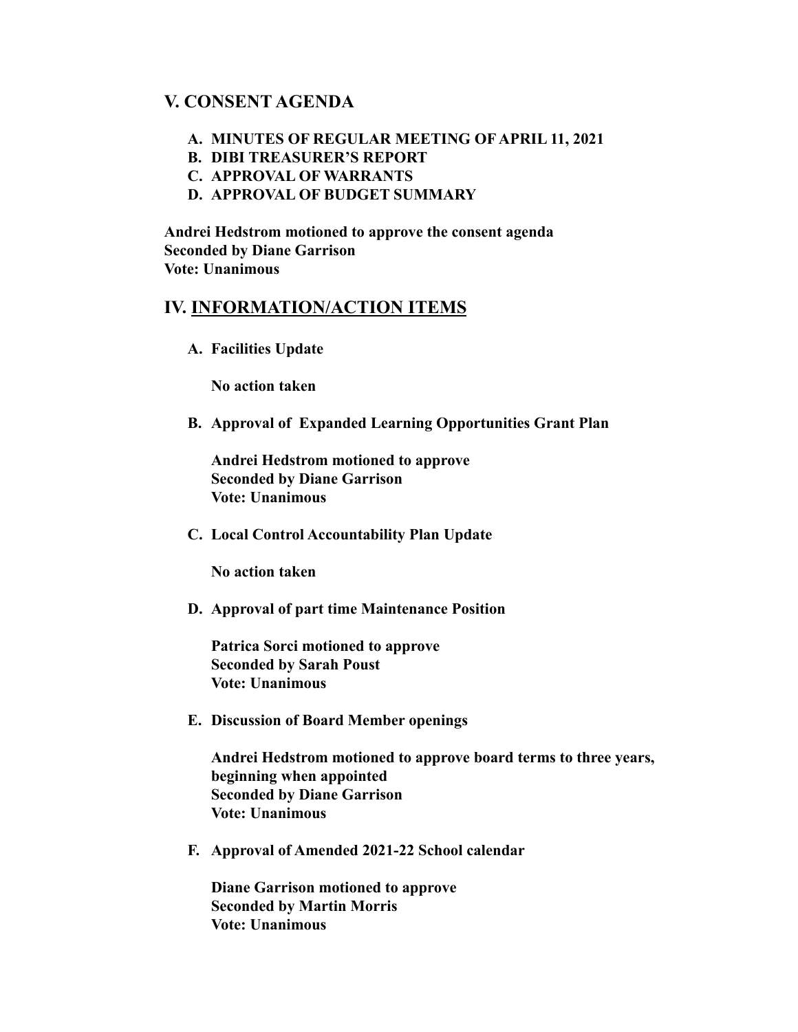## V. CONSENT AGENDA

A. **MINUTES OF REGULAR MEETING OF APRIL 11, 2021**
B. **DIBI TREASURER'S REPORT**
C. **APPROVAL OF WARRANTS**
D. **APPROVAL OF BUDGET SUMMARY**

**Andrei Hedstrom motioned to approve the consent agenda**
**Seconded by Diane Garrison**
**Vote: Unanimous**

## IV. INFORMATION/ACTION ITEMS

A. **Facilities Update**

   **No action taken**

B. **Approval of Expanded Learning Opportunities Grant Plan**

   **Andrei Hedstrom motioned to approve**
   **Seconded by Diane Garrison**
   **Vote: Unanimous**

C. **Local Control Accountability Plan Update**

   **No action taken**

D. **Approval of part time Maintenance Position**

   **Patrica Sorci motioned to approve**
   **Seconded by Sarah Poust**
   **Vote: Unanimous**

E. **Discussion of Board Member openings**

   **Andrei Hedstrom motioned to approve board terms to three years, beginning when appointed**
   **Seconded by Diane Garrison**
   **Vote: Unanimous**

F. **Approval of Amended 2021-22 School calendar**

   **Diane Garrison motioned to approve**
   **Seconded by Martin Morris**
   **Vote: Unanimous**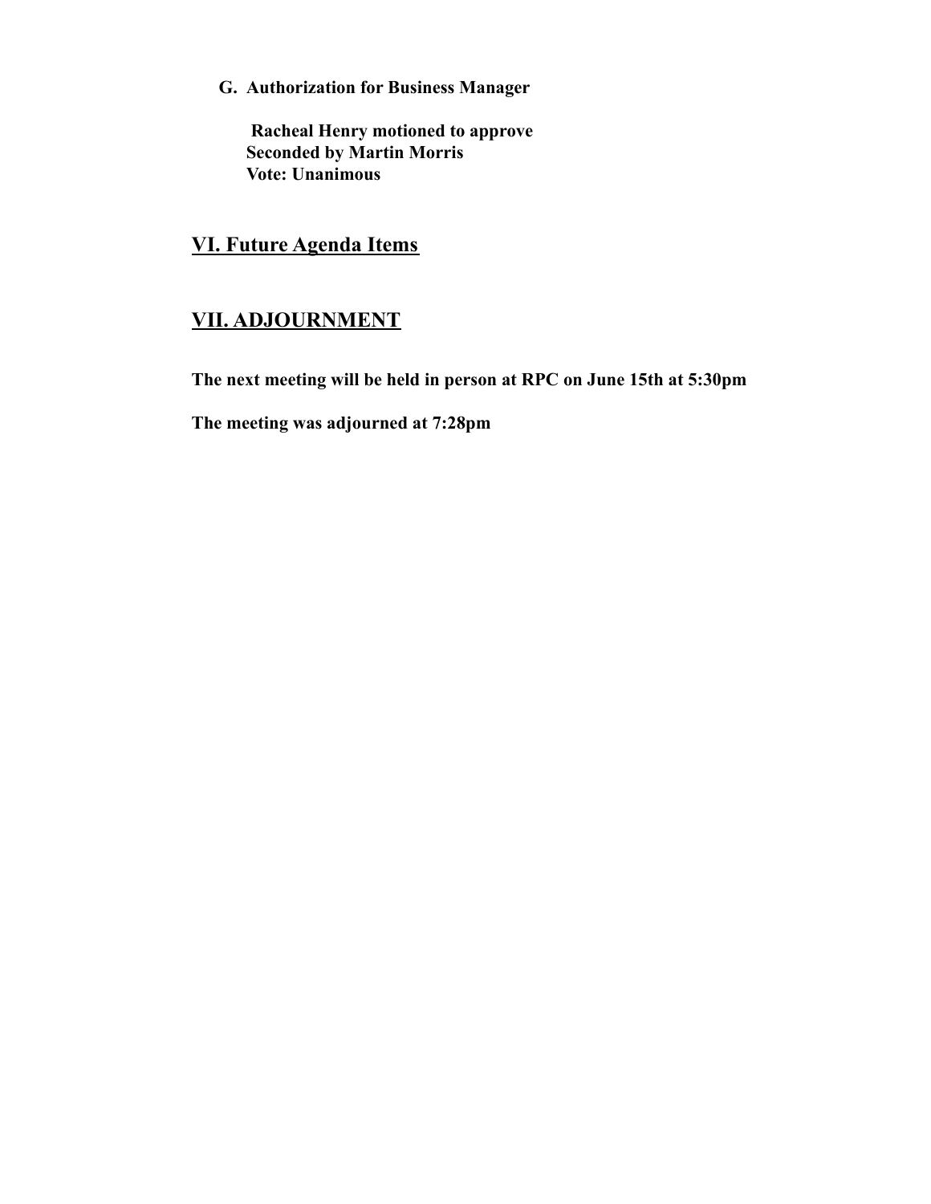**G. Authorization for Business Manager**

**Racheal Henry motioned to approve**
**Seconded by Martin Morris**
**Vote: Unanimous**

## VI. Future Agenda Items

## VII. ADJOURNMENT

**The next meeting will be held in person at RPC on June 15th at 5:30pm**

**The meeting was adjourned at 7:28pm**